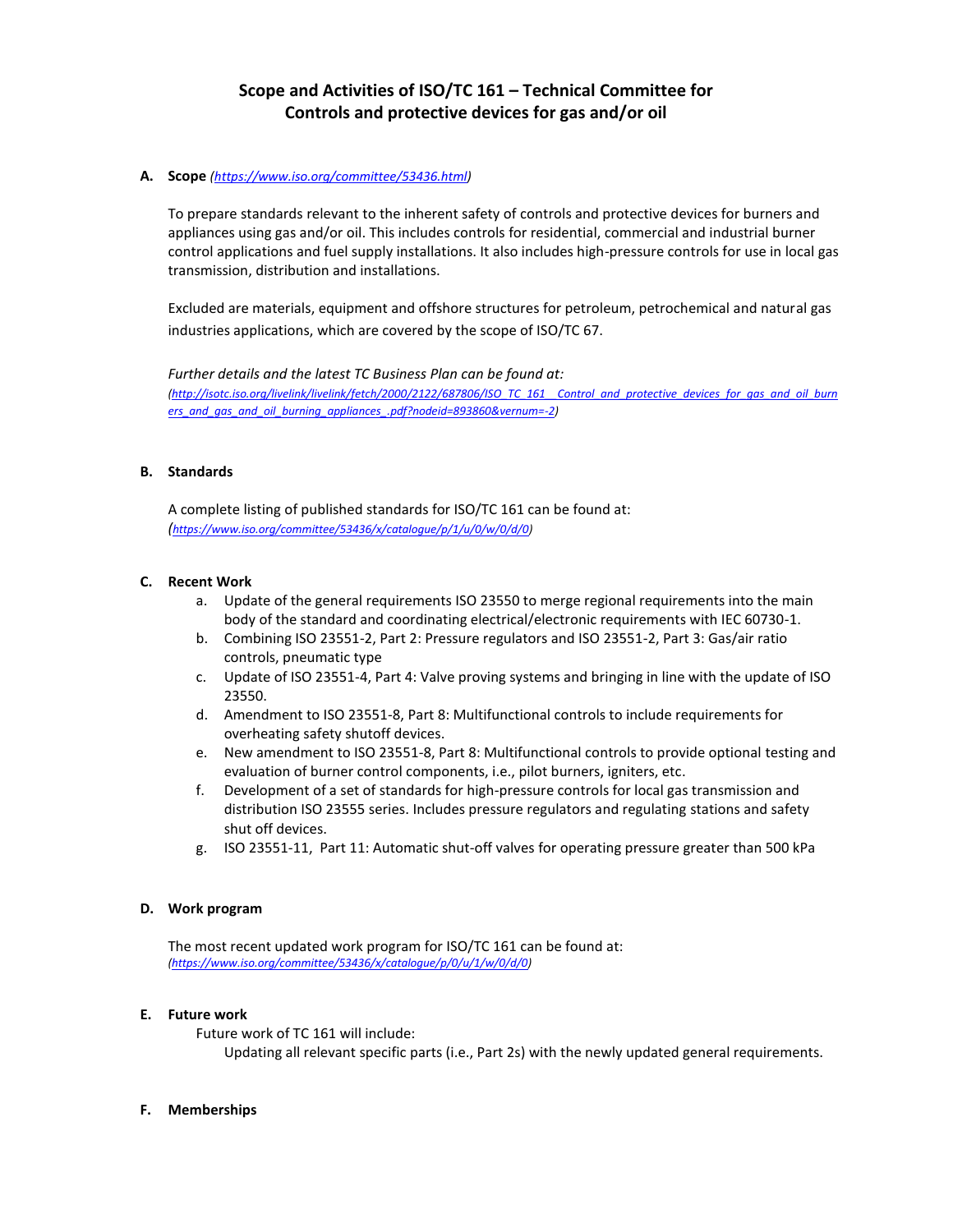# Scope and Activities of ISO/TC 161 – Technical Committee for Controls and protective devices for gas and/or oil

**A. Scope** *(https://www.iso.org/committee/53436.html)*

To prepare standards relevant to the inherent safety of controls and protective devices for burners and appliances using gas and/or oil. This includes controls for residential, commercial and industrial burner control applications and fuel supply installations. It also includes high-pressure controls for use in local gas transmission, distribution and installations.

Excluded are materials, equipment and offshore structures for petroleum, petrochemical and natural gas industries applications, which are covered by the scope of ISO/TC 67.

*Further details and the latest TC Business Plan can be found at:*
*(http://isotc.iso.org/livelink/livelink/fetch/2000/2122/687806/ISO_TC_161__Control_and_protective_devices_for_gas_and_oil_burners_and_gas_and_oil_burning_appliances_.pdf?nodeid=893860&vernum=-2)*

**B. Standards**

A complete listing of published standards for ISO/TC 161 can be found at:
*(https://www.iso.org/committee/53436/x/catalogue/p/1/u/0/w/0/d/0)*

**C. Recent Work**

a. Update of the general requirements ISO 23550 to merge regional requirements into the main body of the standard and coordinating electrical/electronic requirements with IEC 60730-1.
b. Combining ISO 23551-2, Part 2: Pressure regulators and ISO 23551-2, Part 3: Gas/air ratio controls, pneumatic type
c. Update of ISO 23551-4, Part 4: Valve proving systems and bringing in line with the update of ISO 23550.
d. Amendment to ISO 23551-8, Part 8: Multifunctional controls to include requirements for overheating safety shutoff devices.
e. New amendment to ISO 23551-8, Part 8: Multifunctional controls to provide optional testing and evaluation of burner control components, i.e., pilot burners, igniters, etc.
f. Development of a set of standards for high-pressure controls for local gas transmission and distribution ISO 23555 series. Includes pressure regulators and regulating stations and safety shut off devices.
g. ISO 23551-11, Part 11: Automatic shut-off valves for operating pressure greater than 500 kPa

**D. Work program**

The most recent updated work program for ISO/TC 161 can be found at:
*(https://www.iso.org/committee/53436/x/catalogue/p/0/u/1/w/0/d/0)*

**E. Future work**

Future work of TC 161 will include:

Updating all relevant specific parts (i.e., Part 2s) with the newly updated general requirements.

**F. Memberships**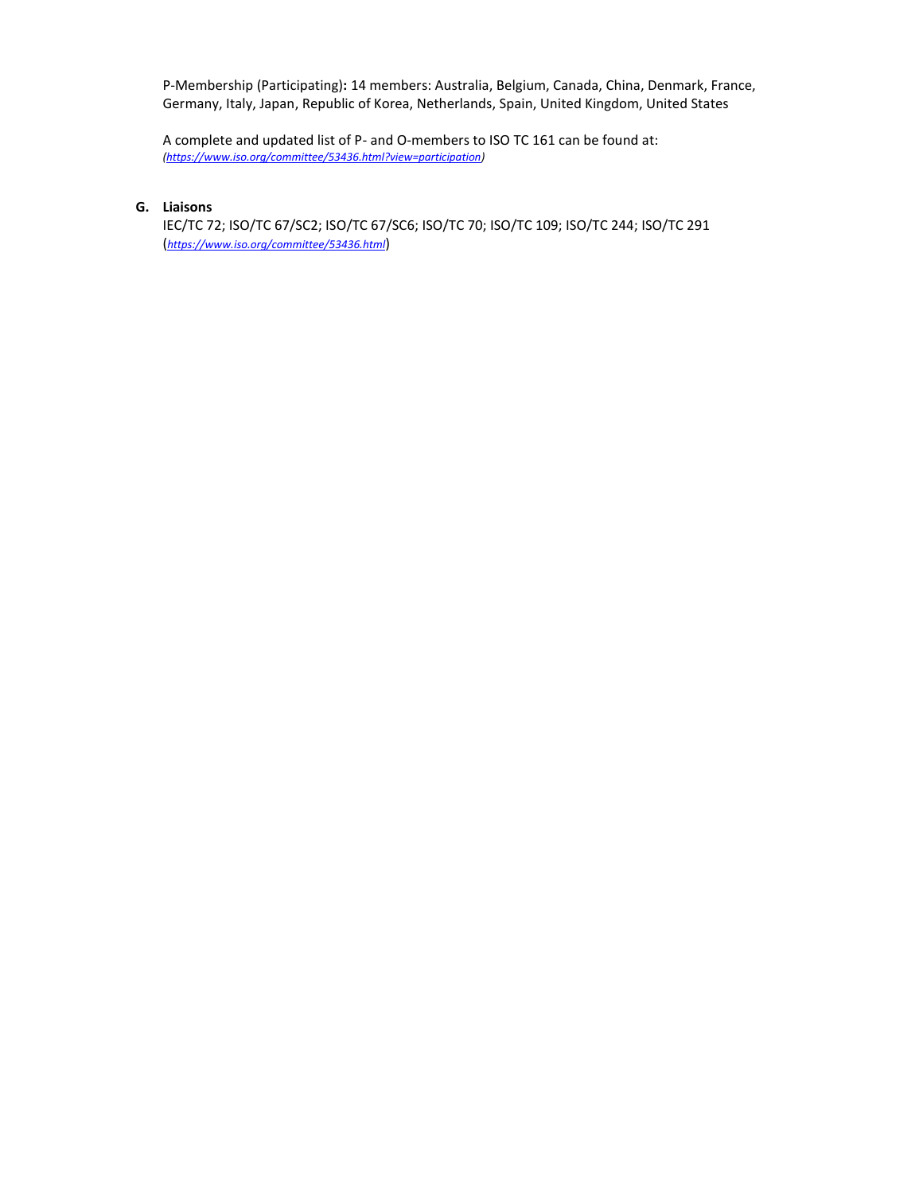P-Membership (Participating)**:** 14 members: Australia, Belgium, Canada, China, Denmark, France, Germany, Italy, Japan, Republic of Korea, Netherlands, Spain, United Kingdom, United States

A complete and updated list of P- and O-members to ISO TC 161 can be found at:
*(https://www.iso.org/committee/53436.html?view=participation)*

**G. Liaisons**

IEC/TC 72; ISO/TC 67/SC2; ISO/TC 67/SC6; ISO/TC 70; ISO/TC 109; ISO/TC 244; ISO/TC 291
(*https://www.iso.org/committee/53436.html*)